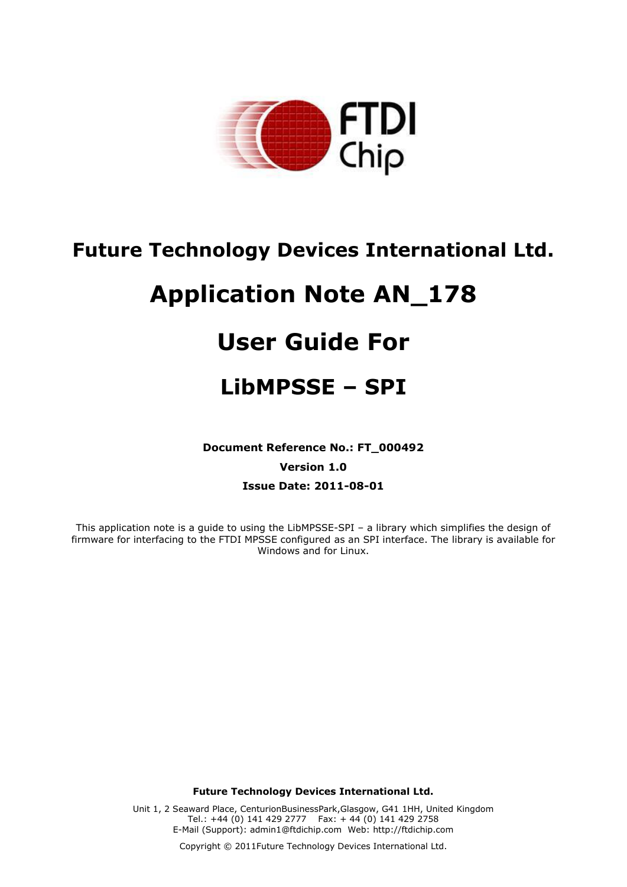# Future Technology Devices International Ltd.

# Application Note AN_178

# User Guide For

## LibMPSSE – SPI

**Document Reference No.: FT_000492**

**Version 1.0**

**Issue Date: 2011-08-01**

This application note is a guide to using the LibMPSSE-SPI – a library which simplifies the design of firmware for interfacing to the FTDI MPSSE configured as an SPI interface. The library is available for Windows and for Linux.

**Future Technology Devices International Ltd.**

Unit 1, 2 Seaward Place, CenturionBusinessPark,Glasgow, G41 1HH, United Kingdom
Tel.: +44 (0) 141 429 2777 Fax: + 44 (0) 141 429 2758
E-Mail (Support): admin1@ftdichip.com Web: http://ftdichip.com

Copyright © 2011Future Technology Devices International Ltd.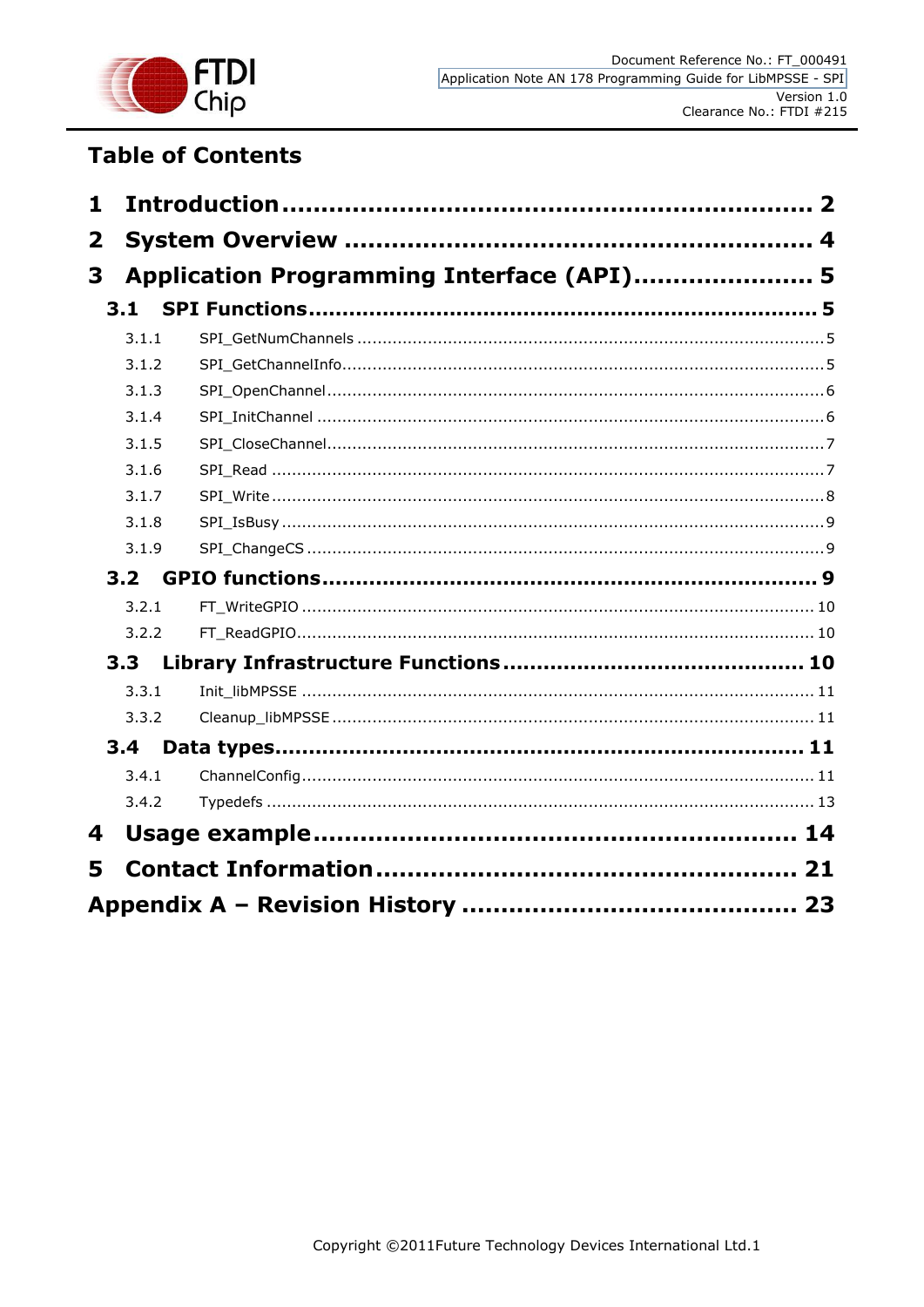# Table of Contents

**1 Introduction .................................................................. 2**

**2 System Overview ............................................................ 4**

**3 Application Programming Interface (API) ....................... 5**

**3.1 SPI Functions ........................................................................ 5**

3.1.1 SPI_GetNumChannels ........................................................................ 5

3.1.2 SPI_GetChannelInfo ........................................................................ 5

3.1.3 SPI_OpenChannel ........................................................................ 6

3.1.4 SPI_InitChannel ........................................................................ 6

3.1.5 SPI_CloseChannel ........................................................................ 7

3.1.6 SPI_Read ........................................................................ 7

3.1.7 SPI_Write ........................................................................ 8

3.1.8 SPI_IsBusy ........................................................................ 9

3.1.9 SPI_ChangeCS ........................................................................ 9

**3.2 GPIO functions ........................................................................ 9**

3.2.1 FT_WriteGPIO ........................................................................ 10

3.2.2 FT_ReadGPIO ........................................................................ 10

**3.3 Library Infrastructure Functions ........................................ 10**

3.3.1 Init_libMPSSE ........................................................................ 11

3.3.2 Cleanup_libMPSSE ........................................................................ 11

**3.4 Data types ........................................................................ 11**

3.4.1 ChannelConfig ........................................................................ 11

3.4.2 Typedefs ........................................................................ 13

**4 Usage example ............................................................ 14**

**5 Contact Information ...................................................... 21**

**Appendix A – Revision History ......................................... 23**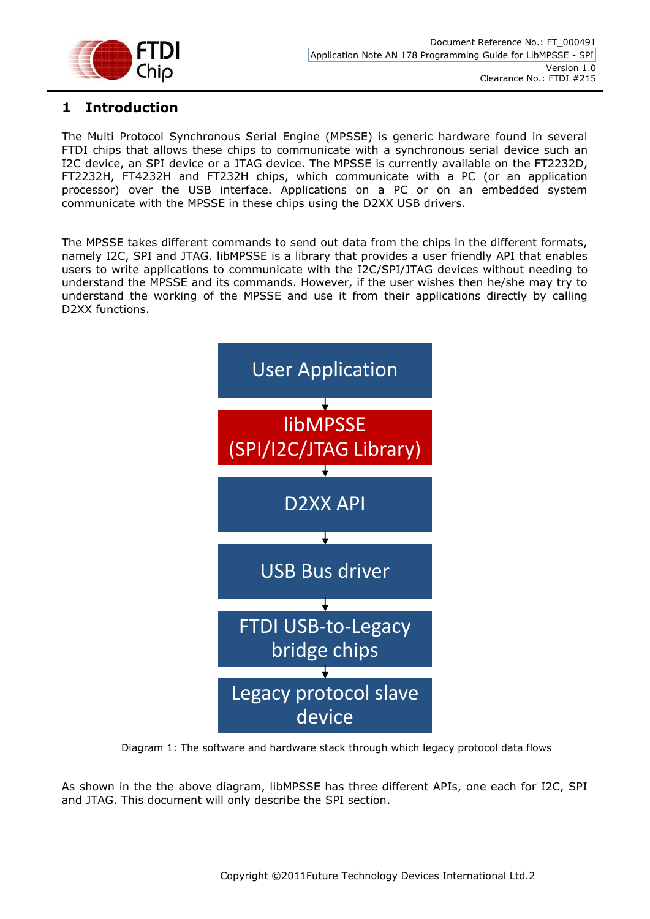# 1 Introduction

The Multi Protocol Synchronous Serial Engine (MPSSE) is generic hardware found in several FTDI chips that allows these chips to communicate with a synchronous serial device such an I2C device, an SPI device or a JTAG device. The MPSSE is currently available on the FT2232D, FT2232H, FT4232H and FT232H chips, which communicate with a PC (or an application processor) over the USB interface. Applications on a PC or on an embedded system communicate with the MPSSE in these chips using the D2XX USB drivers.

The MPSSE takes different commands to send out data from the chips in the different formats, namely I2C, SPI and JTAG. libMPSSE is a library that provides a user friendly API that enables users to write applications to communicate with the I2C/SPI/JTAG devices without needing to understand the MPSSE and its commands. However, if the user wishes then he/she may try to understand the working of the MPSSE and use it from their applications directly by calling D2XX functions.

User Application

libMPSSE (SPI/I2C/JTAG Library)

D2XX API

USB Bus driver

FTDI USB-to-Legacy bridge chips

Legacy protocol slave device

Diagram 1: The software and hardware stack through which legacy protocol data flows

As shown in the the above diagram, libMPSSE has three different APIs, one each for I2C, SPI and JTAG. This document will only describe the SPI section.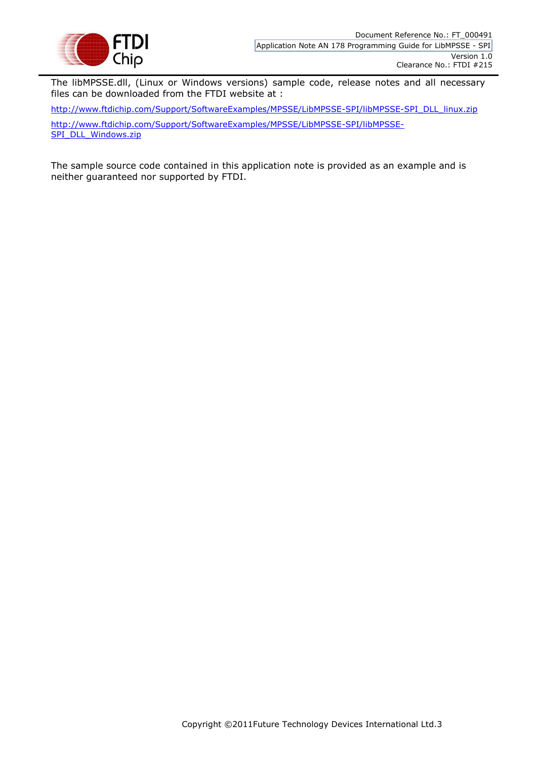The libMPSSE.dll, (Linux or Windows versions) sample code, release notes and all necessary files can be downloaded from the FTDI website at :

http://www.ftdichip.com/Support/SoftwareExamples/MPSSE/LibMPSSE-SPI/libMPSSE-SPI_DLL_linux.zip

http://www.ftdichip.com/Support/SoftwareExamples/MPSSE/LibMPSSE-SPI/libMPSSE-SPI_DLL_Windows.zip

The sample source code contained in this application note is provided as an example and is neither guaranteed nor supported by FTDI.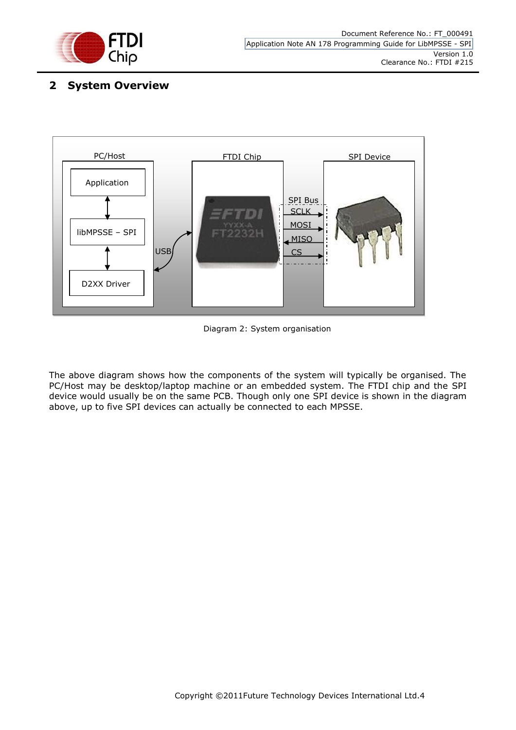## 2 System Overview

Diagram 2: System organisation

The above diagram shows how the components of the system will typically be organised. The PC/Host may be desktop/laptop machine or an embedded system. The FTDI chip and the SPI device would usually be on the same PCB. Though only one SPI device is shown in the diagram above, up to five SPI devices can actually be connected to each MPSSE.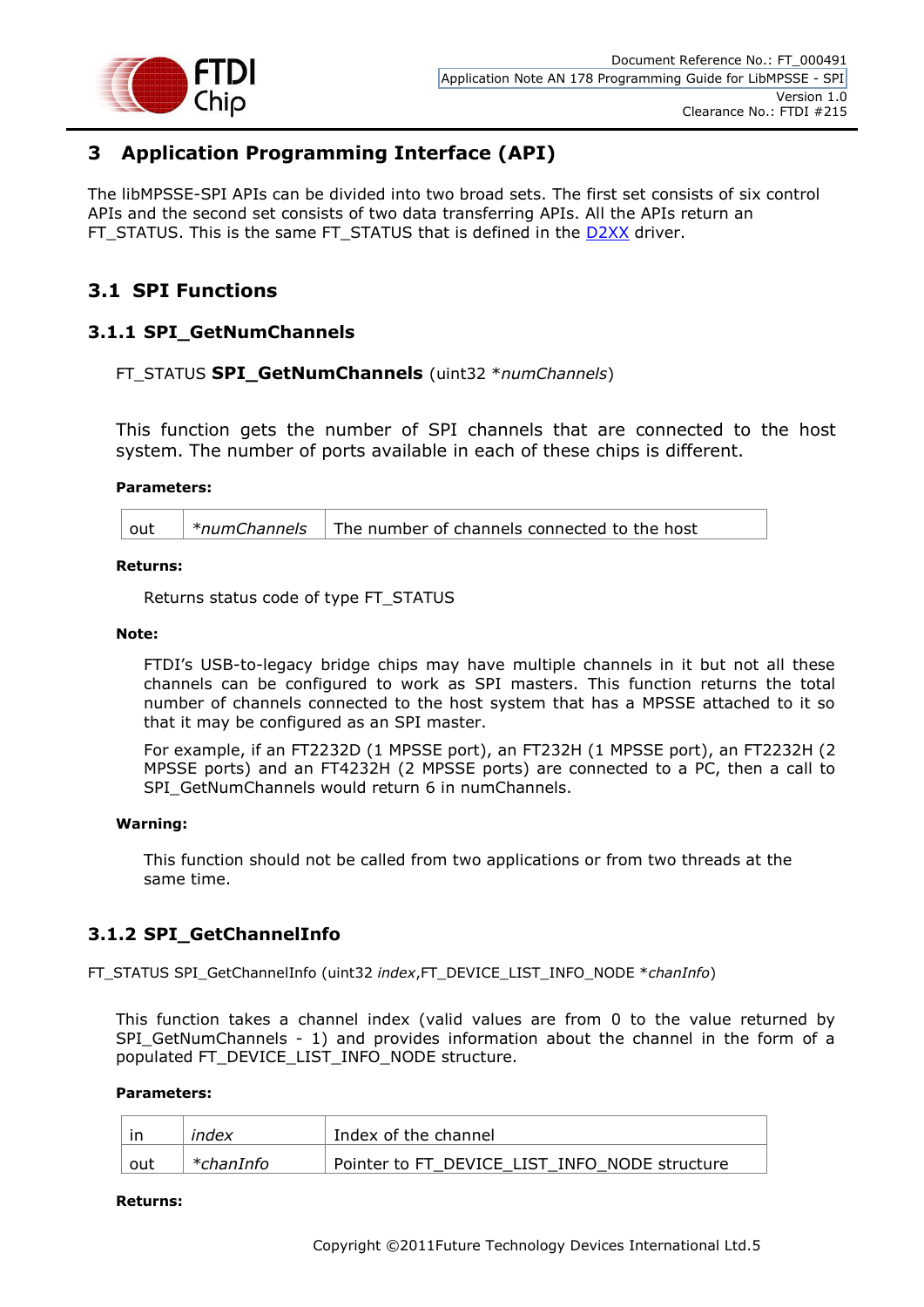# 3 Application Programming Interface (API)

The libMPSSE-SPI APIs can be divided into two broad sets. The first set consists of six control APIs and the second set consists of two data transferring APIs. All the APIs return an FT_STATUS. This is the same FT_STATUS that is defined in the D2XX driver.

## 3.1 SPI Functions

### 3.1.1 SPI_GetNumChannels

FT_STATUS **SPI_GetNumChannels** (uint32 **numChannels*)

This function gets the number of SPI channels that are connected to the host system. The number of ports available in each of these chips is different.

**Parameters:**

| | | |
|---|---|---|
| out | **numChannels* | The number of channels connected to the host |

**Returns:**

Returns status code of type FT_STATUS

**Note:**

FTDI's USB-to-legacy bridge chips may have multiple channels in it but not all these channels can be configured to work as SPI masters. This function returns the total number of channels connected to the host system that has a MPSSE attached to it so that it may be configured as an SPI master.

For example, if an FT2232D (1 MPSSE port), an FT232H (1 MPSSE port), an FT2232H (2 MPSSE ports) and an FT4232H (2 MPSSE ports) are connected to a PC, then a call to SPI_GetNumChannels would return 6 in numChannels.

**Warning:**

This function should not be called from two applications or from two threads at the same time.

### 3.1.2 SPI_GetChannelInfo

FT_STATUS SPI_GetChannelInfo (uint32 *index*,FT_DEVICE_LIST_INFO_NODE **chanInfo*)

This function takes a channel index (valid values are from 0 to the value returned by SPI_GetNumChannels - 1) and provides information about the channel in the form of a populated FT_DEVICE_LIST_INFO_NODE structure.

**Parameters:**

| | | |
|---|---|---|
| in | *index* | Index of the channel |
| out | **chanInfo* | Pointer to FT_DEVICE_LIST_INFO_NODE structure |

**Returns:**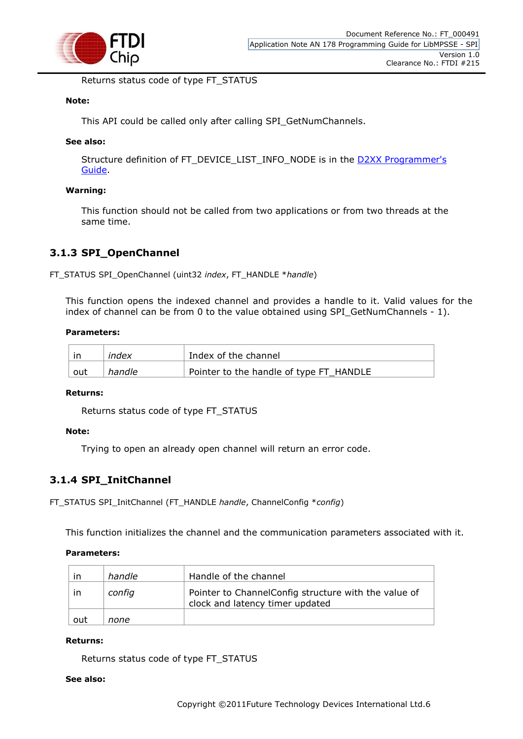Returns status code of type FT_STATUS

**Note:**

This API could be called only after calling SPI_GetNumChannels.

**See also:**

Structure definition of FT_DEVICE_LIST_INFO_NODE is in the [D2XX Programmer's Guide](D2XX Programmer's Guide).

**Warning:**

This function should not be called from two applications or from two threads at the same time.

### 3.1.3 SPI_OpenChannel

FT_STATUS SPI_OpenChannel (uint32 *index*, FT_HANDLE **handle*)

This function opens the indexed channel and provides a handle to it. Valid values for the index of channel can be from 0 to the value obtained using SPI_GetNumChannels - 1).

**Parameters:**

| | | |
|---|---|---|
| in | *index* | Index of the channel |
| out | *handle* | Pointer to the handle of type FT_HANDLE |

**Returns:**

Returns status code of type FT_STATUS

**Note:**

Trying to open an already open channel will return an error code.

### 3.1.4 SPI_InitChannel

FT_STATUS SPI_InitChannel (FT_HANDLE *handle*, ChannelConfig **config*)

This function initializes the channel and the communication parameters associated with it.

**Parameters:**

| | | |
|---|---|---|
| in | *handle* | Handle of the channel |
| in | *config* | Pointer to ChannelConfig structure with the value of clock and latency timer updated |
| out | *none* | |

**Returns:**

Returns status code of type FT_STATUS

**See also:**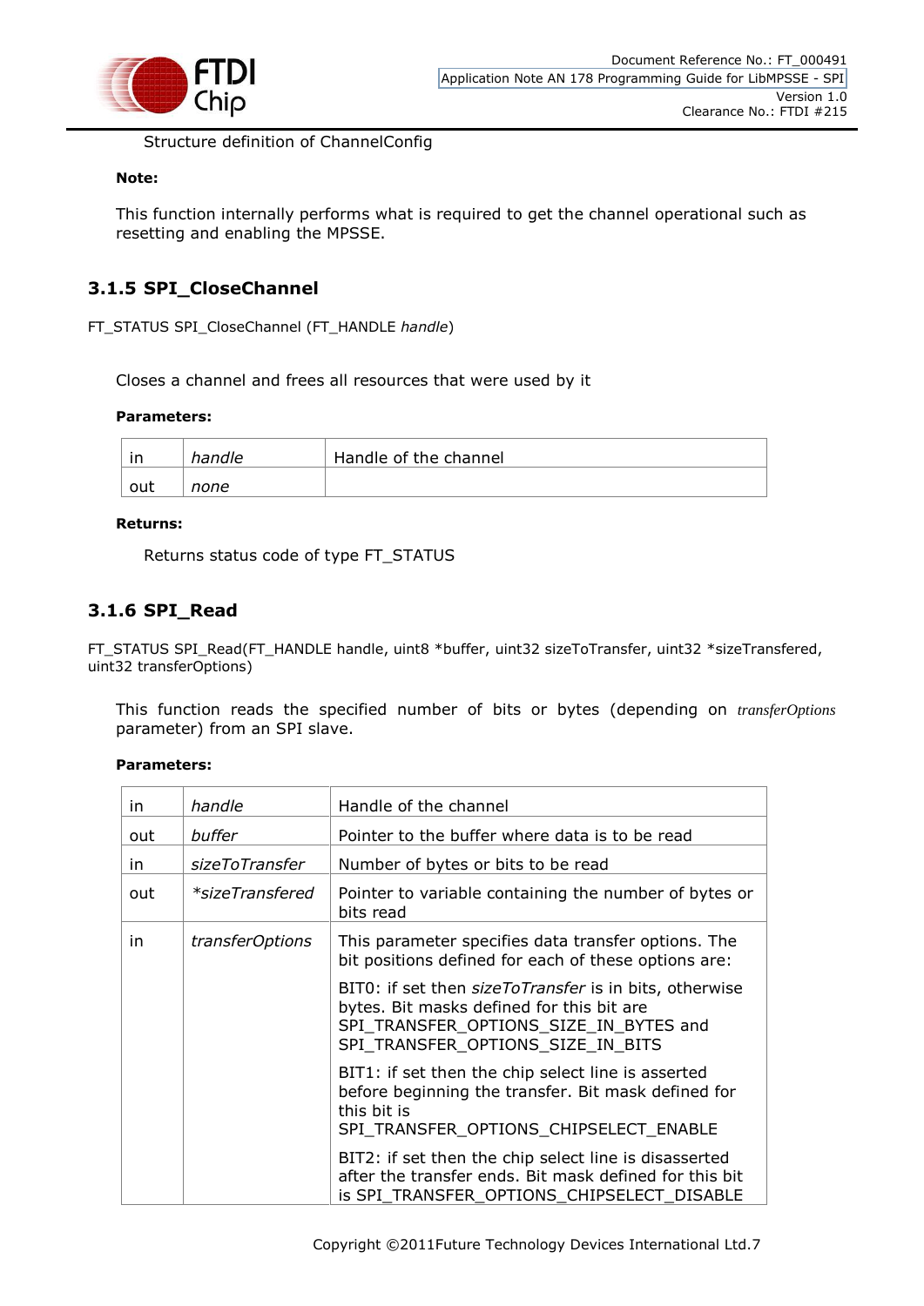Structure definition of ChannelConfig

**Note:**

This function internally performs what is required to get the channel operational such as resetting and enabling the MPSSE.

### 3.1.5 SPI_CloseChannel

FT_STATUS SPI_CloseChannel (FT_HANDLE *handle*)

Closes a channel and frees all resources that were used by it

**Parameters:**

| | | |
|---|---|---|
| in | *handle* | Handle of the channel |
| out | *none* | |

**Returns:**

Returns status code of type FT_STATUS

### 3.1.6 SPI_Read

FT_STATUS SPI_Read(FT_HANDLE handle, uint8 *buffer, uint32 sizeToTransfer, uint32 *sizeTransfered, uint32 transferOptions)

This function reads the specified number of bits or bytes (depending on *transferOptions* parameter) from an SPI slave.

**Parameters:**

| | | |
|---|---|---|
| in | *handle* | Handle of the channel |
| out | *buffer* | Pointer to the buffer where data is to be read |
| in | *sizeToTransfer* | Number of bytes or bits to be read |
| out | **sizeTransfered* | Pointer to variable containing the number of bytes or bits read |
| in | *transferOptions* | This parameter specifies data transfer options. The bit positions defined for each of these options are:<br><br>BIT0: if set then *sizeToTransfer* is in bits, otherwise bytes. Bit masks defined for this bit are SPI_TRANSFER_OPTIONS_SIZE_IN_BYTES and SPI_TRANSFER_OPTIONS_SIZE_IN_BITS<br><br>BIT1: if set then the chip select line is asserted before beginning the transfer. Bit mask defined for this bit is SPI_TRANSFER_OPTIONS_CHIPSELECT_ENABLE<br><br>BIT2: if set then the chip select line is disasserted after the transfer ends. Bit mask defined for this bit is SPI_TRANSFER_OPTIONS_CHIPSELECT_DISABLE |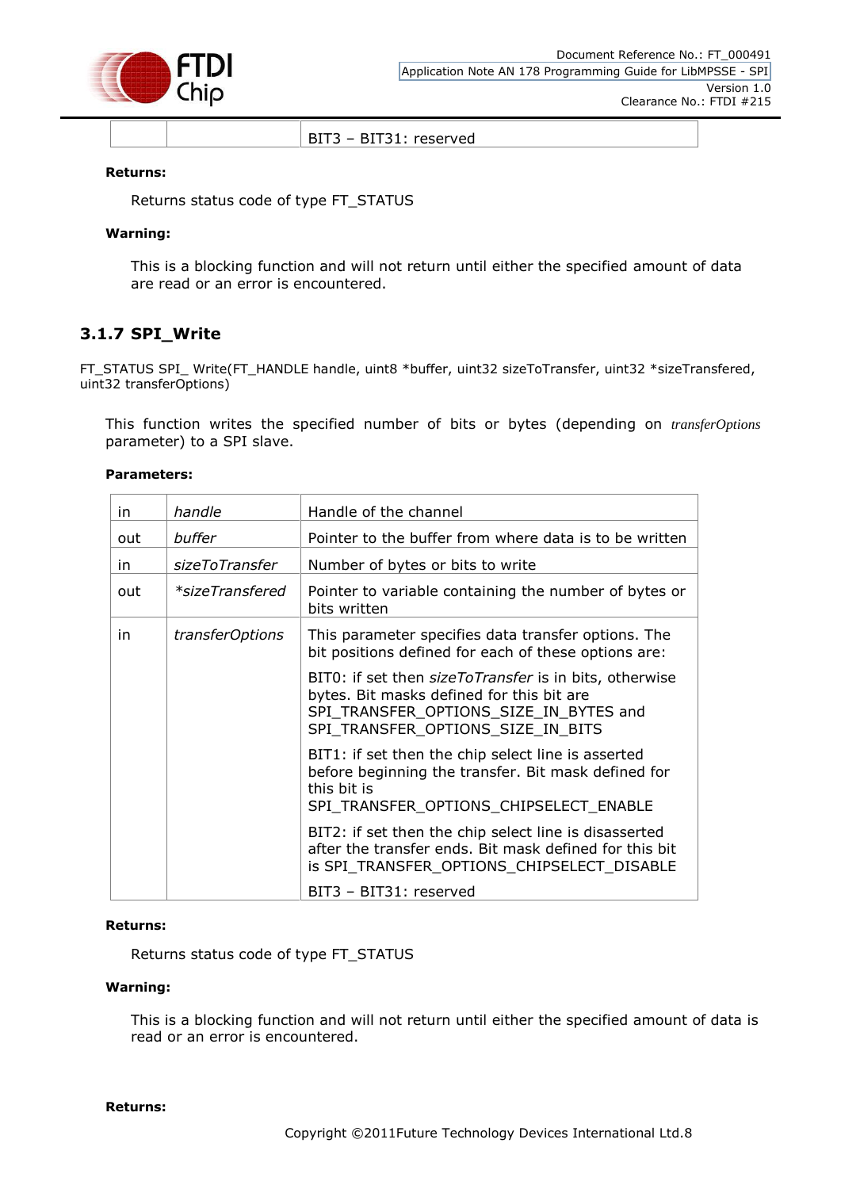| | | BIT3 – BIT31: reserved |
|---|---|---|

**Returns:**

Returns status code of type FT_STATUS

**Warning:**

This is a blocking function and will not return until either the specified amount of data are read or an error is encountered.

### 3.1.7 SPI_Write

FT_STATUS SPI_ Write(FT_HANDLE handle, uint8 *buffer, uint32 sizeToTransfer, uint32 *sizeTransfered, uint32 transferOptions)

This function writes the specified number of bits or bytes (depending on *transferOptions* parameter) to a SPI slave.

**Parameters:**

| | | |
|---|---|---|
| in | *handle* | Handle of the channel |
| out | *buffer* | Pointer to the buffer from where data is to be written |
| in | *sizeToTransfer* | Number of bytes or bits to write |
| out | **sizeTransfered* | Pointer to variable containing the number of bytes or bits written |
| in | *transferOptions* | This parameter specifies data transfer options. The bit positions defined for each of these options are:<br>BIT0: if set then *sizeToTransfer* is in bits, otherwise bytes. Bit masks defined for this bit are SPI_TRANSFER_OPTIONS_SIZE_IN_BYTES and SPI_TRANSFER_OPTIONS_SIZE_IN_BITS<br>BIT1: if set then the chip select line is asserted before beginning the transfer. Bit mask defined for this bit is SPI_TRANSFER_OPTIONS_CHIPSELECT_ENABLE<br>BIT2: if set then the chip select line is disasserted after the transfer ends. Bit mask defined for this bit is SPI_TRANSFER_OPTIONS_CHIPSELECT_DISABLE<br>BIT3 – BIT31: reserved |

**Returns:**

Returns status code of type FT_STATUS

**Warning:**

This is a blocking function and will not return until either the specified amount of data is read or an error is encountered.

**Returns:**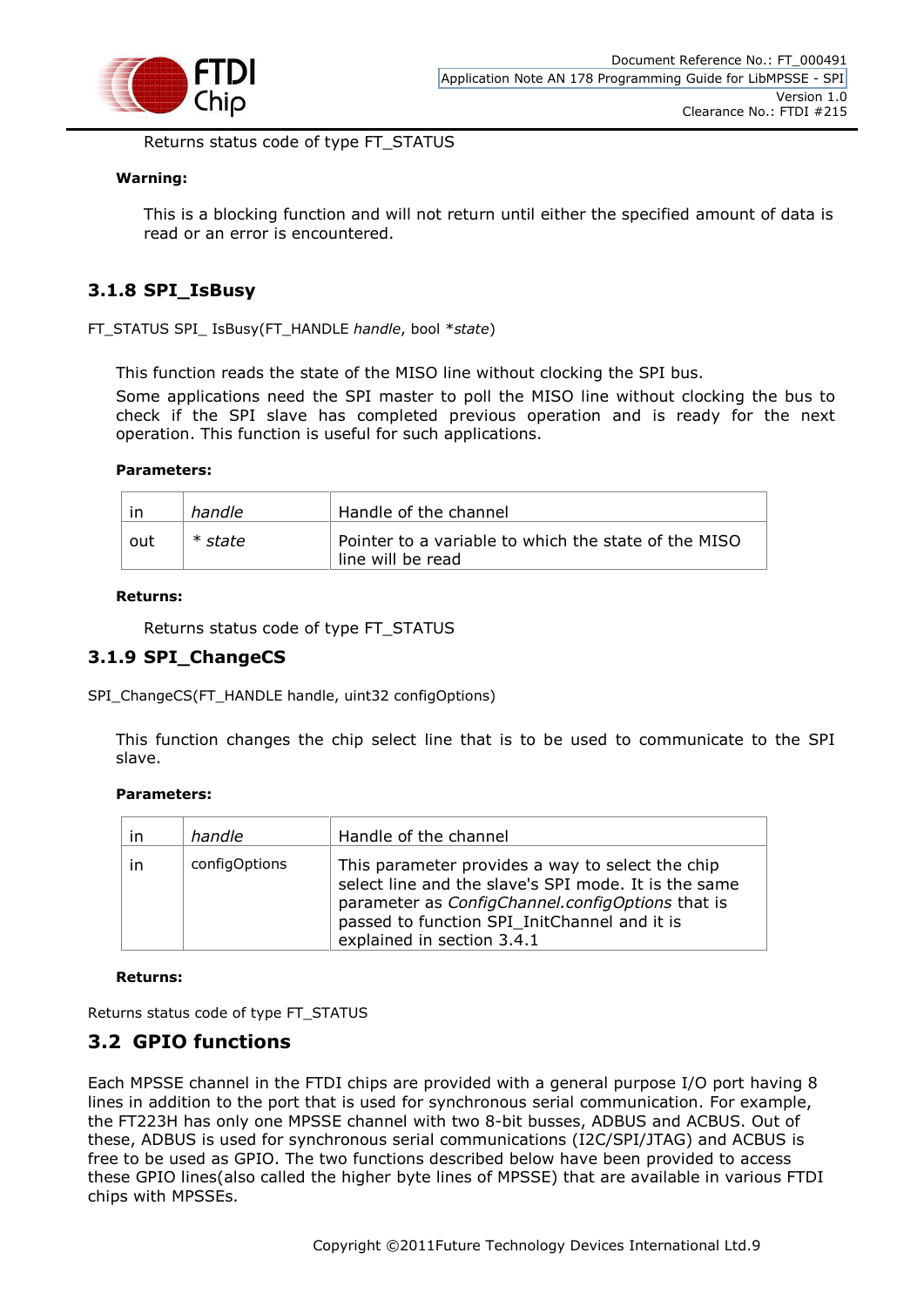Returns status code of type FT_STATUS

**Warning:**

This is a blocking function and will not return until either the specified amount of data is read or an error is encountered.

### 3.1.8 SPI_IsBusy

FT_STATUS SPI_ IsBusy(FT_HANDLE *handle*, bool **state*)

This function reads the state of the MISO line without clocking the SPI bus.

Some applications need the SPI master to poll the MISO line without clocking the bus to check if the SPI slave has completed previous operation and is ready for the next operation. This function is useful for such applications.

**Parameters:**

| in | *handle* | Handle of the channel |
|---|---|---|
| out | ** state* | Pointer to a variable to which the state of the MISO line will be read |

**Returns:**

Returns status code of type FT_STATUS

### 3.1.9 SPI_ChangeCS

SPI_ChangeCS(FT_HANDLE handle, uint32 configOptions)

This function changes the chip select line that is to be used to communicate to the SPI slave.

**Parameters:**

| in | *handle* | Handle of the channel |
|---|---|---|
| in | configOptions | This parameter provides a way to select the chip select line and the slave's SPI mode. It is the same parameter as *ConfigChannel.configOptions* that is passed to function SPI_InitChannel and it is explained in section 3.4.1 |

**Returns:**

Returns status code of type FT_STATUS

## 3.2 GPIO functions

Each MPSSE channel in the FTDI chips are provided with a general purpose I/O port having 8 lines in addition to the port that is used for synchronous serial communication. For example, the FT223H has only one MPSSE channel with two 8-bit busses, ADBUS and ACBUS. Out of these, ADBUS is used for synchronous serial communications (I2C/SPI/JTAG) and ACBUS is free to be used as GPIO. The two functions described below have been provided to access these GPIO lines(also called the higher byte lines of MPSSE) that are available in various FTDI chips with MPSSEs.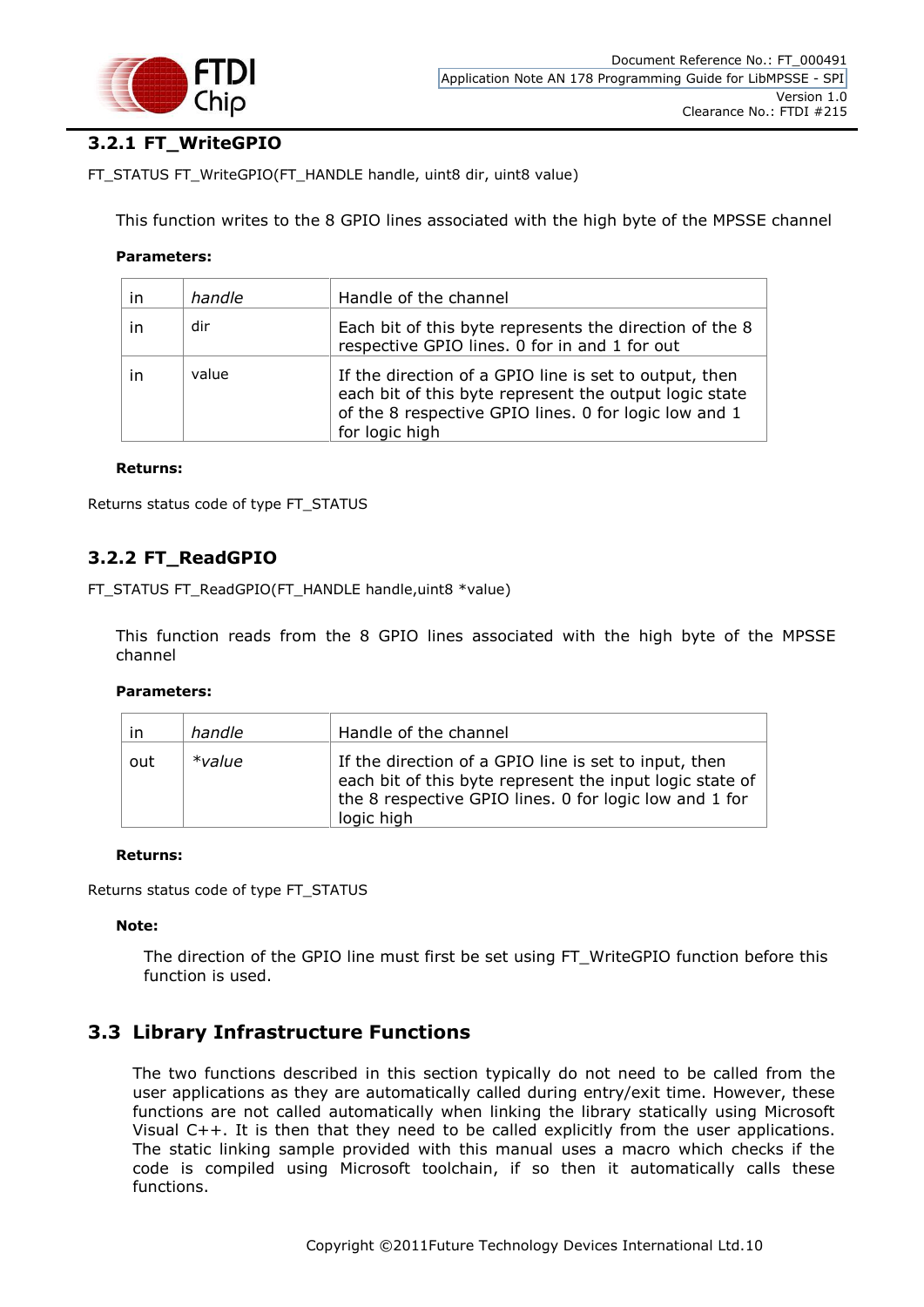### 3.2.1 FT_WriteGPIO

FT_STATUS FT_WriteGPIO(FT_HANDLE handle, uint8 dir, uint8 value)

This function writes to the 8 GPIO lines associated with the high byte of the MPSSE channel

**Parameters:**

| | | |
|---|---|---|
| in | *handle* | Handle of the channel |
| in | dir | Each bit of this byte represents the direction of the 8 respective GPIO lines. 0 for in and 1 for out |
| in | value | If the direction of a GPIO line is set to output, then each bit of this byte represent the output logic state of the 8 respective GPIO lines. 0 for logic low and 1 for logic high |

**Returns:**

Returns status code of type FT_STATUS

### 3.2.2 FT_ReadGPIO

FT_STATUS FT_ReadGPIO(FT_HANDLE handle,uint8 *value)

This function reads from the 8 GPIO lines associated with the high byte of the MPSSE channel

**Parameters:**

| | | |
|---|---|---|
| in | *handle* | Handle of the channel |
| out | **value* | If the direction of a GPIO line is set to input, then each bit of this byte represent the input logic state of the 8 respective GPIO lines. 0 for logic low and 1 for logic high |

**Returns:**

Returns status code of type FT_STATUS

**Note:**

The direction of the GPIO line must first be set using FT_WriteGPIO function before this function is used.

## 3.3 Library Infrastructure Functions

The two functions described in this section typically do not need to be called from the user applications as they are automatically called during entry/exit time. However, these functions are not called automatically when linking the library statically using Microsoft Visual C++. It is then that they need to be called explicitly from the user applications. The static linking sample provided with this manual uses a macro which checks if the code is compiled using Microsoft toolchain, if so then it automatically calls these functions.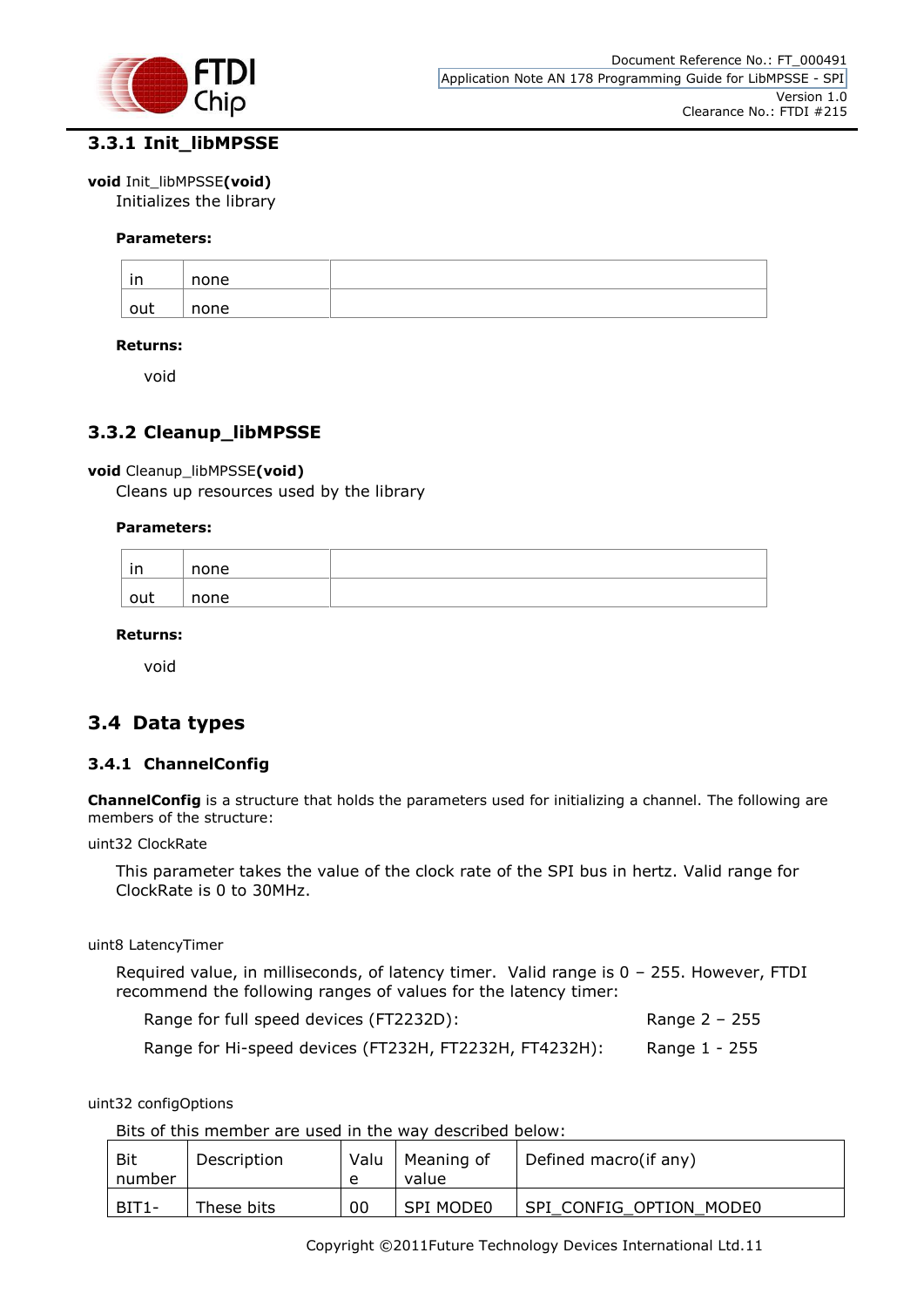### 3.3.1 Init_libMPSSE

**void** Init_libMPSSE**(void)**

Initializes the library

**Parameters:**

| | | |
|---|---|---|
| in | none | |
| out | none | |

**Returns:**

void

### 3.3.2 Cleanup_libMPSSE

**void** Cleanup_libMPSSE**(void)**

Cleans up resources used by the library

**Parameters:**

| | | |
|---|---|---|
| in | none | |
| out | none | |

**Returns:**

void

## 3.4 Data types

### 3.4.1 ChannelConfig

**ChannelConfig** is a structure that holds the parameters used for initializing a channel. The following are members of the structure:

uint32 ClockRate

This parameter takes the value of the clock rate of the SPI bus in hertz. Valid range for ClockRate is 0 to 30MHz.

uint8 LatencyTimer

Required value, in milliseconds, of latency timer. Valid range is 0 – 255. However, FTDI recommend the following ranges of values for the latency timer:

Range for full speed devices (FT2232D): Range 2 – 255

Range for Hi-speed devices (FT232H, FT2232H, FT4232H): Range 1 - 255

uint32 configOptions

Bits of this member are used in the way described below:

| Bit number | Description | Value | Meaning of value | Defined macro(if any) |
|---|---|---|---|---|
| BIT1- | These bits | 00 | SPI MODE0 | SPI_CONFIG_OPTION_MODE0 |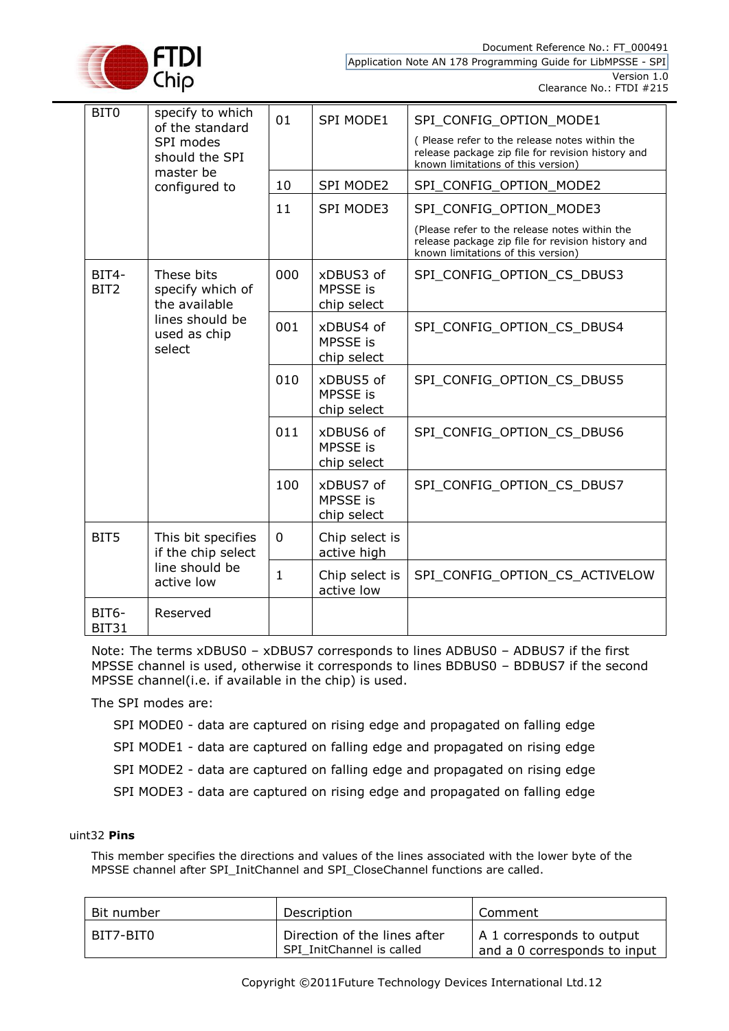| | | | | |
|---|---|---|---|---|
| BIT0 | specify to which of the standard SPI modes should the SPI master be configured to | 01 | SPI MODE1 | SPI_CONFIG_OPTION_MODE1 ( Please refer to the release notes within the release package zip file for revision history and known limitations of this version) |
| | | 10 | SPI MODE2 | SPI_CONFIG_OPTION_MODE2 |
| | | 11 | SPI MODE3 | SPI_CONFIG_OPTION_MODE3 (Please refer to the release notes within the release package zip file for revision history and known limitations of this version) |
| BIT4-BIT2 | These bits specify which of the available lines should be used as chip select | 000 | xDBUS3 of MPSSE is chip select | SPI_CONFIG_OPTION_CS_DBUS3 |
| | | 001 | xDBUS4 of MPSSE is chip select | SPI_CONFIG_OPTION_CS_DBUS4 |
| | | 010 | xDBUS5 of MPSSE is chip select | SPI_CONFIG_OPTION_CS_DBUS5 |
| | | 011 | xDBUS6 of MPSSE is chip select | SPI_CONFIG_OPTION_CS_DBUS6 |
| | | 100 | xDBUS7 of MPSSE is chip select | SPI_CONFIG_OPTION_CS_DBUS7 |
| BIT5 | This bit specifies if the chip select line should be active low | 0 | Chip select is active high | |
| | | 1 | Chip select is active low | SPI_CONFIG_OPTION_CS_ACTIVELOW |
| BIT6-BIT31 | Reserved | | | |

Note: The terms xDBUS0 – xDBUS7 corresponds to lines ADBUS0 – ADBUS7 if the first MPSSE channel is used, otherwise it corresponds to lines BDBUS0 – BDBUS7 if the second MPSSE channel(i.e. if available in the chip) is used.

The SPI modes are:

SPI MODE0 - data are captured on rising edge and propagated on falling edge

SPI MODE1 - data are captured on falling edge and propagated on rising edge

SPI MODE2 - data are captured on falling edge and propagated on rising edge

SPI MODE3 - data are captured on rising edge and propagated on falling edge

uint32 **Pins**

This member specifies the directions and values of the lines associated with the lower byte of the MPSSE channel after SPI_InitChannel and SPI_CloseChannel functions are called.

| Bit number | Description | Comment |
|---|---|---|
| BIT7-BIT0 | Direction of the lines after SPI_InitChannel is called | A 1 corresponds to output and a 0 corresponds to input |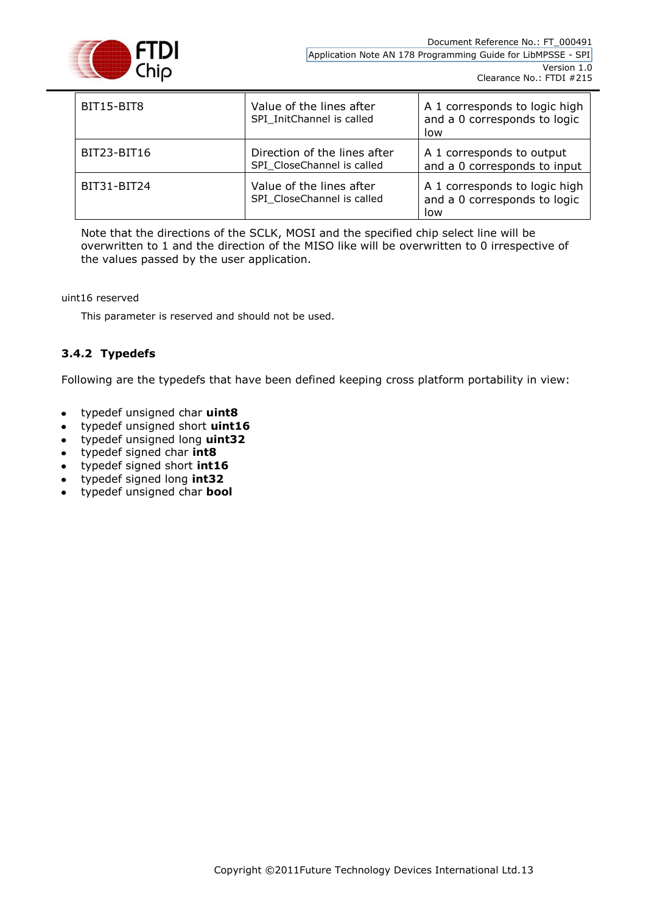| BIT15-BIT8 | Value of the lines after SPI_InitChannel is called | A 1 corresponds to logic high and a 0 corresponds to logic low |
|---|---|---|
| BIT23-BIT16 | Direction of the lines after SPI_CloseChannel is called | A 1 corresponds to output and a 0 corresponds to input |
| BIT31-BIT24 | Value of the lines after SPI_CloseChannel is called | A 1 corresponds to logic high and a 0 corresponds to logic low |

Note that the directions of the SCLK, MOSI and the specified chip select line will be overwritten to 1 and the direction of the MISO like will be overwritten to 0 irrespective of the values passed by the user application.

uint16 reserved

This parameter is reserved and should not be used.

### 3.4.2 Typedefs

Following are the typedefs that have been defined keeping cross platform portability in view:

- typedef unsigned char **uint8**
- typedef unsigned short **uint16**
- typedef unsigned long **uint32**
- typedef signed char **int8**
- typedef signed short **int16**
- typedef signed long **int32**
- typedef unsigned char **bool**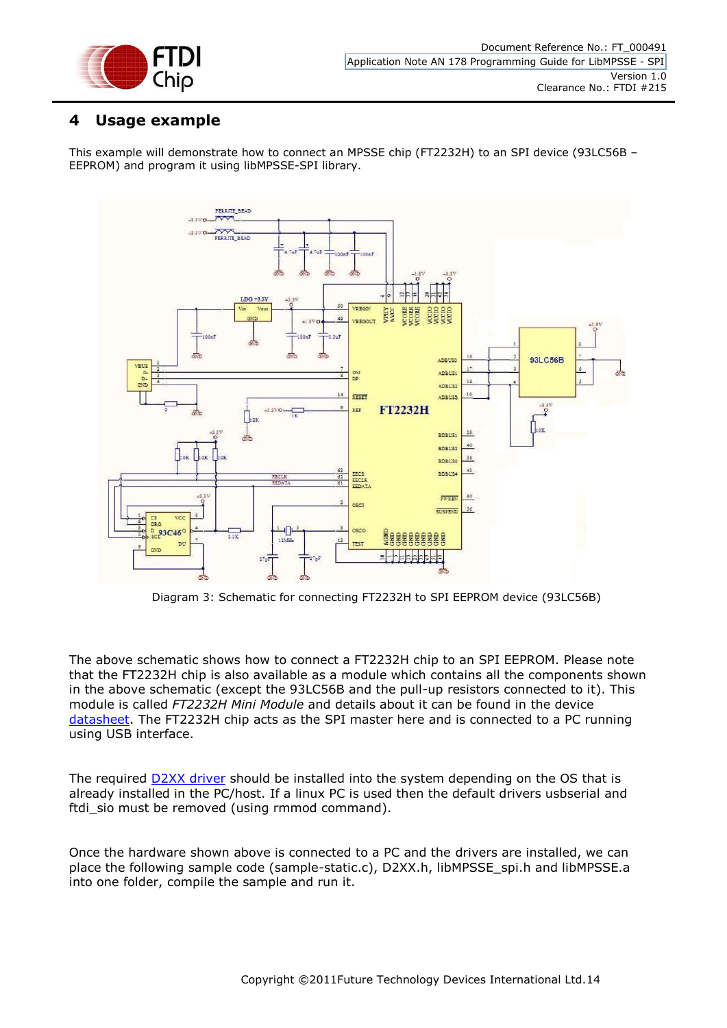## 4 Usage example

This example will demonstrate how to connect an MPSSE chip (FT2232H) to an SPI device (93LC56B – EEPROM) and program it using libMPSSE-SPI library.

Diagram 3: Schematic for connecting FT2232H to SPI EEPROM device (93LC56B)

The above schematic shows how to connect a FT2232H chip to an SPI EEPROM. Please note that the FT2232H chip is also available as a module which contains all the components shown in the above schematic (except the 93LC56B and the pull-up resistors connected to it). This module is called *FT2232H Mini Module* and details about it can be found in the device datasheet. The FT2232H chip acts as the SPI master here and is connected to a PC running using USB interface.

The required D2XX driver should be installed into the system depending on the OS that is already installed in the PC/host. If a linux PC is used then the default drivers usbserial and ftdi_sio must be removed (using rmmod command).

Once the hardware shown above is connected to a PC and the drivers are installed, we can place the following sample code (sample-static.c), D2XX.h, libMPSSE_spi.h and libMPSSE.a into one folder, compile the sample and run it.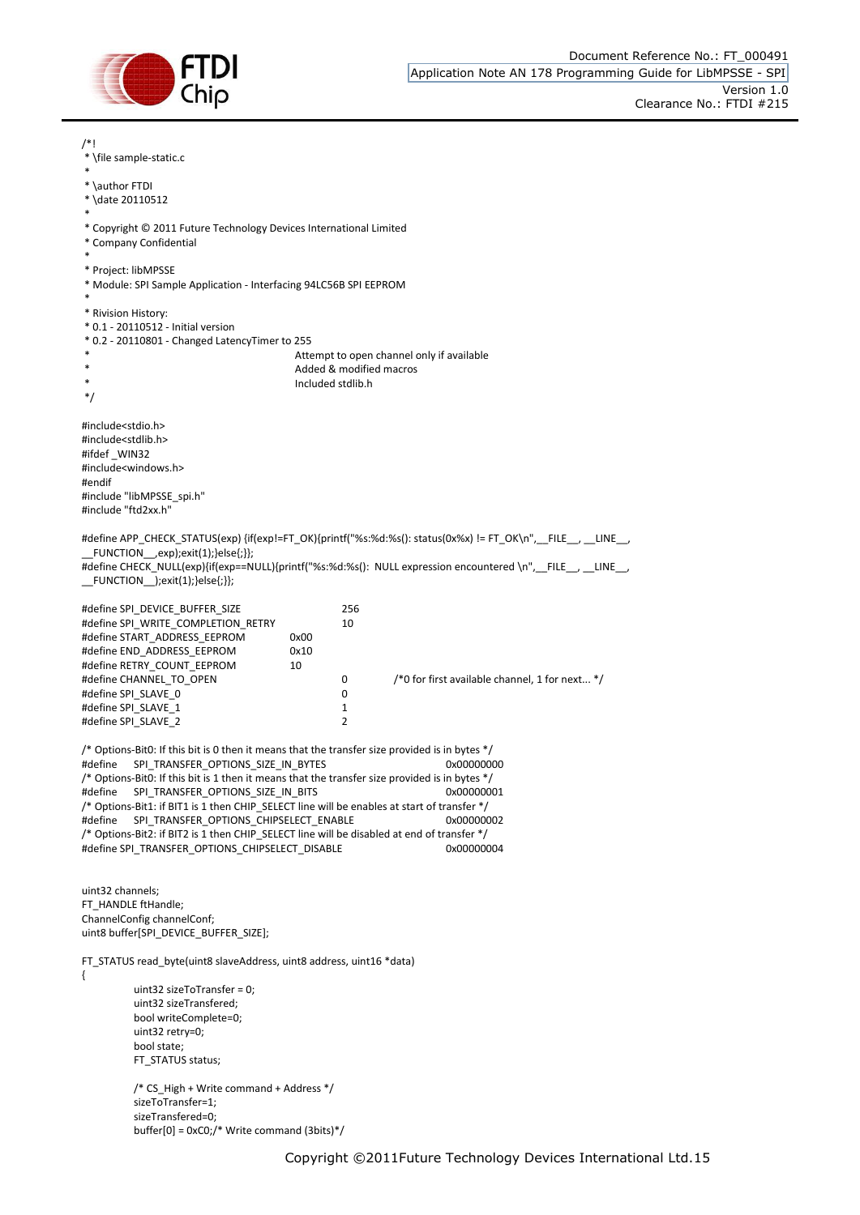```c
/*!
 * \file sample-static.c
 *
 * \author FTDI
 * \date 20110512
 *
 * Copyright © 2011 Future Technology Devices International Limited
 * Company Confidential
 *
 * Project: libMPSSE
 * Module: SPI Sample Application - Interfacing 94LC56B SPI EEPROM
 *
 * Rivision History:
 * 0.1 - 20110512 - Initial version
 * 0.2 - 20110801 - Changed LatencyTimer to 255
 *                  Attempt to open channel only if available
 *                  Added & modified macros
 *                  Included stdlib.h
 */

#include<stdio.h>
#include<stdlib.h>
#ifdef _WIN32
#include<windows.h>
#endif
#include "libMPSSE_spi.h"
#include "ftd2xx.h"

#define APP_CHECK_STATUS(exp) {if(exp!=FT_OK){printf("%s:%d:%s(): status(0x%x) != FT_OK\n",__FILE__, __LINE__,
__FUNCTION__,exp);exit(1);}else{;}};
#define CHECK_NULL(exp){if(exp==NULL){printf("%s:%d:%s():  NULL expression encountered \n",__FILE__, __LINE__,
__FUNCTION__);exit(1);}else{;}};

#define SPI_DEVICE_BUFFER_SIZE          256
#define SPI_WRITE_COMPLETION_RETRY      10
#define START_ADDRESS_EEPROM       0x00
#define END_ADDRESS_EEPROM         0x10
#define RETRY_COUNT_EEPROM         10
#define CHANNEL_TO_OPEN                 0       /*0 for first available channel, 1 for next... */
#define SPI_SLAVE_0                     0
#define SPI_SLAVE_1                     1
#define SPI_SLAVE_2                     2

/* Options-Bit0: If this bit is 0 then it means that the transfer size provided is in bytes */
#define    SPI_TRANSFER_OPTIONS_SIZE_IN_BYTES                    0x00000000
/* Options-Bit0: If this bit is 1 then it means that the transfer size provided is in bytes */
#define    SPI_TRANSFER_OPTIONS_SIZE_IN_BITS                     0x00000001
/* Options-Bit1: if BIT1 is 1 then CHIP_SELECT line will be enables at start of transfer */
#define    SPI_TRANSFER_OPTIONS_CHIPSELECT_ENABLE                0x00000002
/* Options-Bit2: if BIT2 is 1 then CHIP_SELECT line will be disabled at end of transfer */
#define SPI_TRANSFER_OPTIONS_CHIPSELECT_DISABLE                  0x00000004


uint32 channels;
FT_HANDLE ftHandle;
ChannelConfig channelConf;
uint8 buffer[SPI_DEVICE_BUFFER_SIZE];

FT_STATUS read_byte(uint8 slaveAddress, uint8 address, uint16 *data)
{
        uint32 sizeToTransfer = 0;
        uint32 sizeTransfered;
        bool writeComplete=0;
        uint32 retry=0;
        bool state;
        FT_STATUS status;

        /* CS_High + Write command + Address */
        sizeToTransfer=1;
        sizeTransfered=0;
        buffer[0] = 0xC0;/* Write command (3bits)*/
```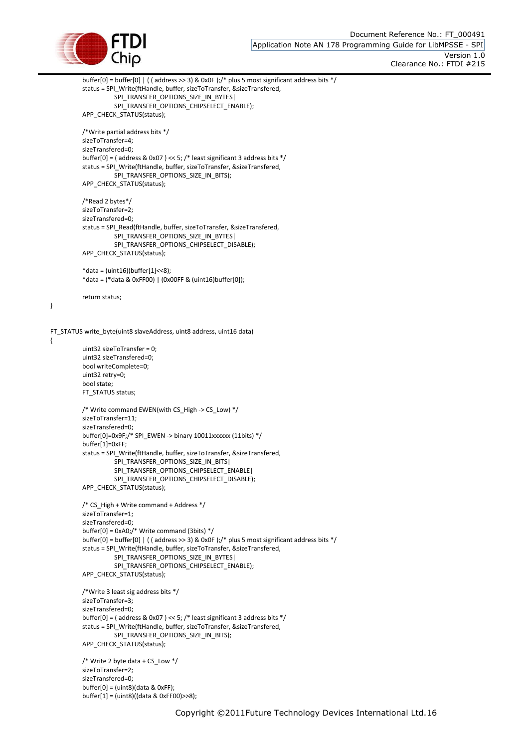```
	buffer[0] = buffer[0] | ( ( address >> 3) & 0x0F );/* plus 5 most significant address bits */
	status = SPI_Write(ftHandle, buffer, sizeToTransfer, &sizeTransfered,
		SPI_TRANSFER_OPTIONS_SIZE_IN_BYTES|
		SPI_TRANSFER_OPTIONS_CHIPSELECT_ENABLE);
	APP_CHECK_STATUS(status);

	/*Write partial address bits */
	sizeToTransfer=4;
	sizeTransfered=0;
	buffer[0] = ( address & 0x07 ) << 5; /* least significant 3 address bits */
	status = SPI_Write(ftHandle, buffer, sizeToTransfer, &sizeTransfered,
		SPI_TRANSFER_OPTIONS_SIZE_IN_BITS);
	APP_CHECK_STATUS(status);

	/*Read 2 bytes*/
	sizeToTransfer=2;
	sizeTransfered=0;
	status = SPI_Read(ftHandle, buffer, sizeToTransfer, &sizeTransfered,
		SPI_TRANSFER_OPTIONS_SIZE_IN_BYTES|
		SPI_TRANSFER_OPTIONS_CHIPSELECT_DISABLE);
	APP_CHECK_STATUS(status);

	*data = (uint16)(buffer[1]<<8);
	*data = (*data & 0xFF00) | (0x00FF & (uint16)buffer[0]);

	return status;
}


FT_STATUS write_byte(uint8 slaveAddress, uint8 address, uint16 data)
{
	uint32 sizeToTransfer = 0;
	uint32 sizeTransfered=0;
	bool writeComplete=0;
	uint32 retry=0;
	bool state;
	FT_STATUS status;

	/* Write command EWEN(with CS_High -> CS_Low) */
	sizeToTransfer=11;
	sizeTransfered=0;
	buffer[0]=0x9F;/* SPI_EWEN -> binary 10011xxxxxx (11bits) */
	buffer[1]=0xFF;
	status = SPI_Write(ftHandle, buffer, sizeToTransfer, &sizeTransfered,
		SPI_TRANSFER_OPTIONS_SIZE_IN_BITS|
		SPI_TRANSFER_OPTIONS_CHIPSELECT_ENABLE|
		SPI_TRANSFER_OPTIONS_CHIPSELECT_DISABLE);
	APP_CHECK_STATUS(status);

	/* CS_High + Write command + Address */
	sizeToTransfer=1;
	sizeTransfered=0;
	buffer[0] = 0xA0;/* Write command (3bits) */
	buffer[0] = buffer[0] | ( ( address >> 3) & 0x0F );/* plus 5 most significant address bits */
	status = SPI_Write(ftHandle, buffer, sizeToTransfer, &sizeTransfered,
		SPI_TRANSFER_OPTIONS_SIZE_IN_BYTES|
		SPI_TRANSFER_OPTIONS_CHIPSELECT_ENABLE);
	APP_CHECK_STATUS(status);

	/*Write 3 least sig address bits */
	sizeToTransfer=3;
	sizeTransfered=0;
	buffer[0] = ( address & 0x07 ) << 5; /* least significant 3 address bits */
	status = SPI_Write(ftHandle, buffer, sizeToTransfer, &sizeTransfered,
		SPI_TRANSFER_OPTIONS_SIZE_IN_BITS);
	APP_CHECK_STATUS(status);

	/* Write 2 byte data + CS_Low */
	sizeToTransfer=2;
	sizeTransfered=0;
	buffer[0] = (uint8)(data & 0xFF);
	buffer[1] = (uint8)((data & 0xFF00)>>8);
```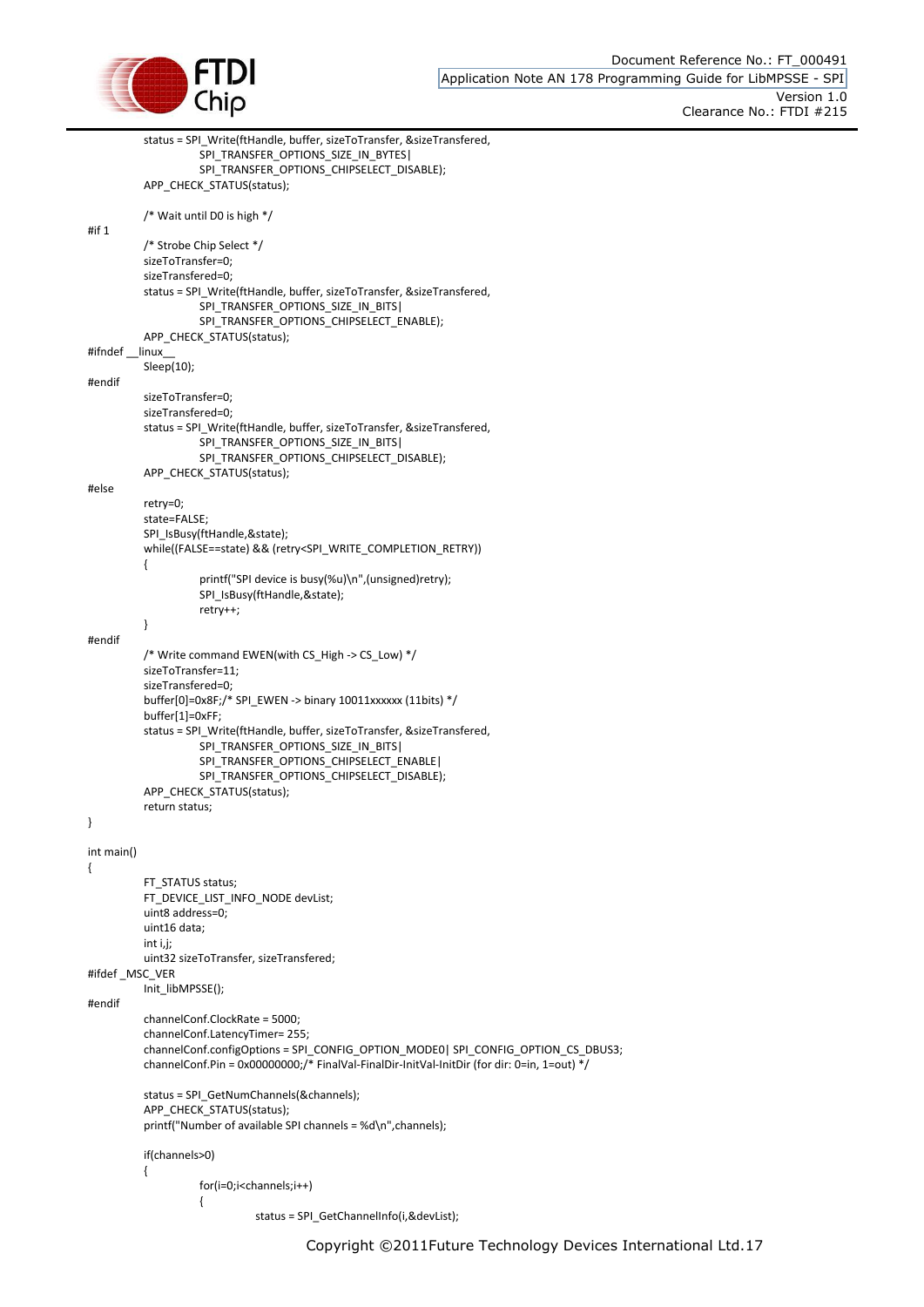```
        status = SPI_Write(ftHandle, buffer, sizeToTransfer, &sizeTransfered,
                SPI_TRANSFER_OPTIONS_SIZE_IN_BYTES|
                SPI_TRANSFER_OPTIONS_CHIPSELECT_DISABLE);
        APP_CHECK_STATUS(status);

        /* Wait until D0 is high */
#if 1
        /* Strobe Chip Select */
        sizeToTransfer=0;
        sizeTransfered=0;
        status = SPI_Write(ftHandle, buffer, sizeToTransfer, &sizeTransfered,
                SPI_TRANSFER_OPTIONS_SIZE_IN_BITS|
                SPI_TRANSFER_OPTIONS_CHIPSELECT_ENABLE);
        APP_CHECK_STATUS(status);
#ifndef __linux__
        Sleep(10);
#endif
        sizeToTransfer=0;
        sizeTransfered=0;
        status = SPI_Write(ftHandle, buffer, sizeToTransfer, &sizeTransfered,
                SPI_TRANSFER_OPTIONS_SIZE_IN_BITS|
                SPI_TRANSFER_OPTIONS_CHIPSELECT_DISABLE);
        APP_CHECK_STATUS(status);
#else
        retry=0;
        state=FALSE;
        SPI_IsBusy(ftHandle,&state);
        while((FALSE==state) && (retry<SPI_WRITE_COMPLETION_RETRY))
        {
                printf("SPI device is busy(%u)\n",(unsigned)retry);
                SPI_IsBusy(ftHandle,&state);
                retry++;
        }
#endif
        /* Write command EWEN(with CS_High -> CS_Low) */
        sizeToTransfer=11;
        sizeTransfered=0;
        buffer[0]=0x8F;/* SPI_EWEN -> binary 10011xxxxxx (11bits) */
        buffer[1]=0xFF;
        status = SPI_Write(ftHandle, buffer, sizeToTransfer, &sizeTransfered,
                SPI_TRANSFER_OPTIONS_SIZE_IN_BITS|
                SPI_TRANSFER_OPTIONS_CHIPSELECT_ENABLE|
                SPI_TRANSFER_OPTIONS_CHIPSELECT_DISABLE);
        APP_CHECK_STATUS(status);
        return status;
}

int main()
{
        FT_STATUS status;
        FT_DEVICE_LIST_INFO_NODE devList;
        uint8 address=0;
        uint16 data;
        int i,j;
        uint32 sizeToTransfer, sizeTransfered;
#ifdef _MSC_VER
        Init_libMPSSE();
#endif
        channelConf.ClockRate = 5000;
        channelConf.LatencyTimer= 255;
        channelConf.configOptions = SPI_CONFIG_OPTION_MODE0| SPI_CONFIG_OPTION_CS_DBUS3;
        channelConf.Pin = 0x00000000;/* FinalVal-FinalDir-InitVal-InitDir (for dir: 0=in, 1=out) */

        status = SPI_GetNumChannels(&channels);
        APP_CHECK_STATUS(status);
        printf("Number of available SPI channels = %d\n",channels);

        if(channels>0)
        {
                for(i=0;i<channels;i++)
                {
                        status = SPI_GetChannelInfo(i,&devList);
```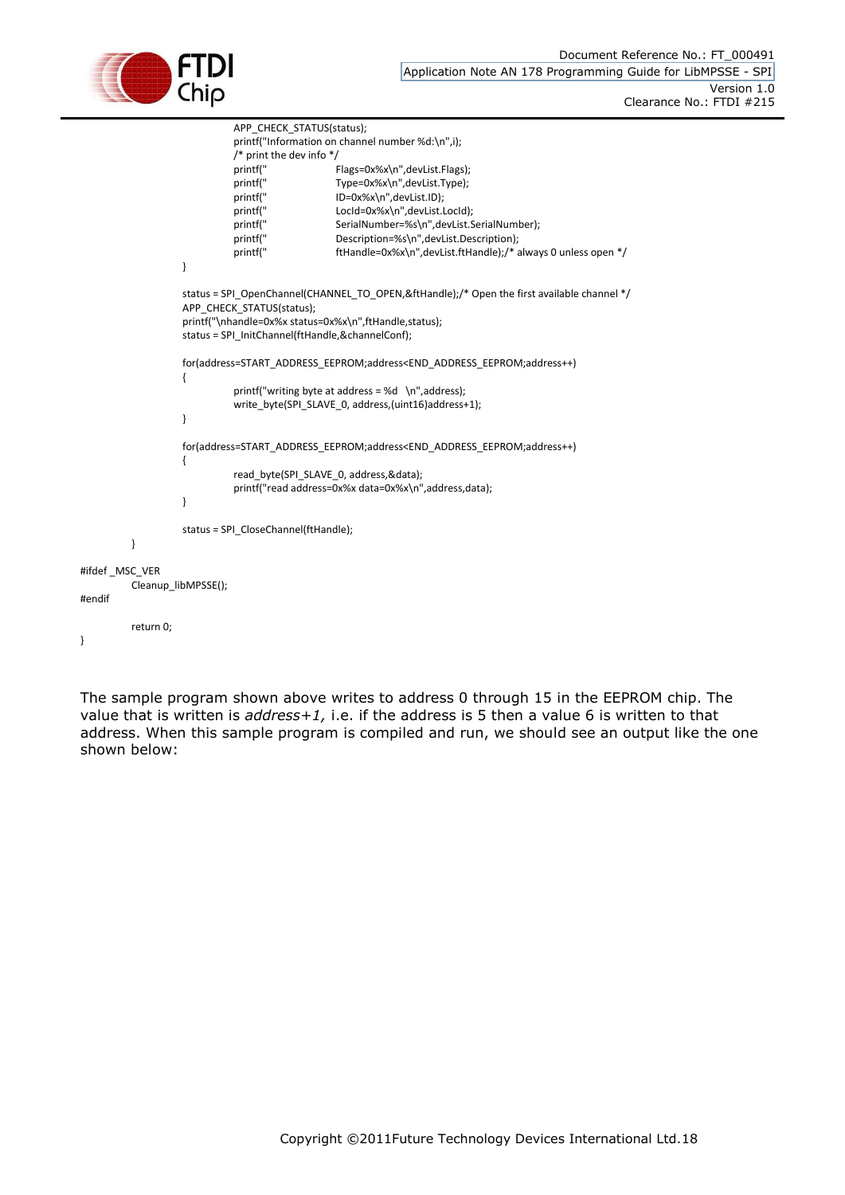```
				APP_CHECK_STATUS(status);
				printf("Information on channel number %d:\n",i);
				/* print the dev info */
				printf("		Flags=0x%x\n",devList.Flags);
				printf("		Type=0x%x\n",devList.Type);
				printf("		ID=0x%x\n",devList.ID);
				printf("		LocId=0x%x\n",devList.LocId);
				printf("		SerialNumber=%s\n",devList.SerialNumber);
				printf("		Description=%s\n",devList.Description);
				printf("		ftHandle=0x%x\n",devList.ftHandle);/* always 0 unless open */
			}

			status = SPI_OpenChannel(CHANNEL_TO_OPEN,&ftHandle);/* Open the first available channel */
			APP_CHECK_STATUS(status);
			printf("\nhandle=0x%x status=0x%x\n",ftHandle,status);
			status = SPI_InitChannel(ftHandle,&channelConf);

			for(address=START_ADDRESS_EEPROM;address<END_ADDRESS_EEPROM;address++)
			{
				printf("writing byte at address = %d   \n",address);
				write_byte(SPI_SLAVE_0, address,(uint16)address+1);
			}

			for(address=START_ADDRESS_EEPROM;address<END_ADDRESS_EEPROM;address++)
			{
				read_byte(SPI_SLAVE_0, address,&data);
				printf("read address=0x%x data=0x%x\n",address,data);
			}

			status = SPI_CloseChannel(ftHandle);
		}

#ifdef _MSC_VER
		Cleanup_libMPSSE();
#endif

		return 0;
}
```

The sample program shown above writes to address 0 through 15 in the EEPROM chip. The value that is written is *address+1,* i.e. if the address is 5 then a value 6 is written to that address. When this sample program is compiled and run, we should see an output like the one shown below: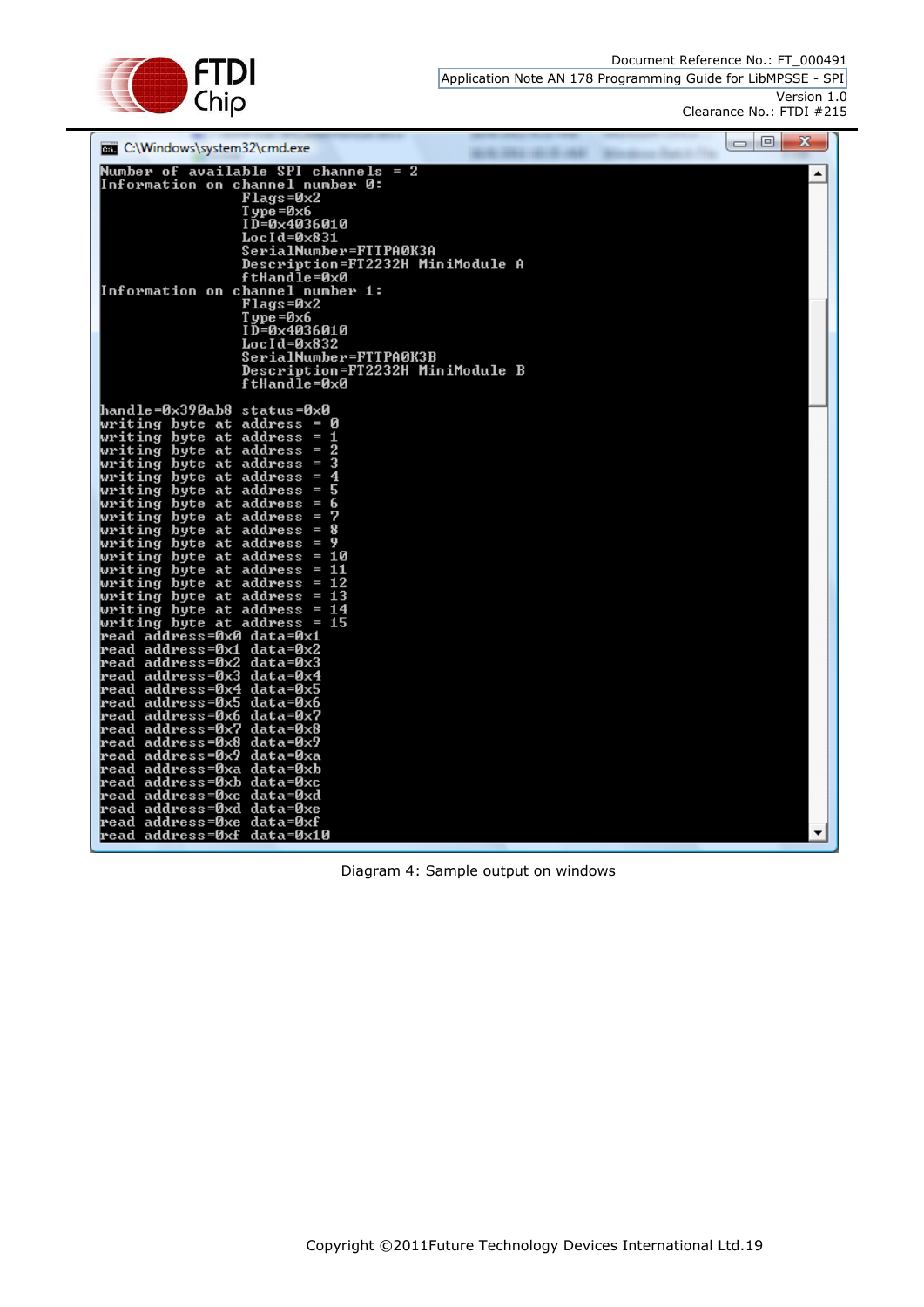```
Number of available SPI channels = 2
Information on channel number 0:
                Flags=0x2
                Type=0x6
                ID=0x4036010
                LocId=0x831
                SerialNumber=FTTPA0K3A
                Description=FT2232H MiniModule A
                ftHandle=0x0
Information on channel number 1:
                Flags=0x2
                Type=0x6
                ID=0x4036010
                LocId=0x832
                SerialNumber=FTTPA0K3B
                Description=FT2232H MiniModule B
                ftHandle=0x0

handle=0x390ab8 status=0x0
writing byte at address = 0
writing byte at address = 1
writing byte at address = 2
writing byte at address = 3
writing byte at address = 4
writing byte at address = 5
writing byte at address = 6
writing byte at address = 7
writing byte at address = 8
writing byte at address = 9
writing byte at address = 10
writing byte at address = 11
writing byte at address = 12
writing byte at address = 13
writing byte at address = 14
writing byte at address = 15
read address=0x0 data=0x1
read address=0x1 data=0x2
read address=0x2 data=0x3
read address=0x3 data=0x4
read address=0x4 data=0x5
read address=0x5 data=0x6
read address=0x6 data=0x7
read address=0x7 data=0x8
read address=0x8 data=0x9
read address=0x9 data=0xa
read address=0xa data=0xb
read address=0xb data=0xc
read address=0xc data=0xd
read address=0xd data=0xe
read address=0xe data=0xf
read address=0xf data=0x10
```

Diagram 4: Sample output on windows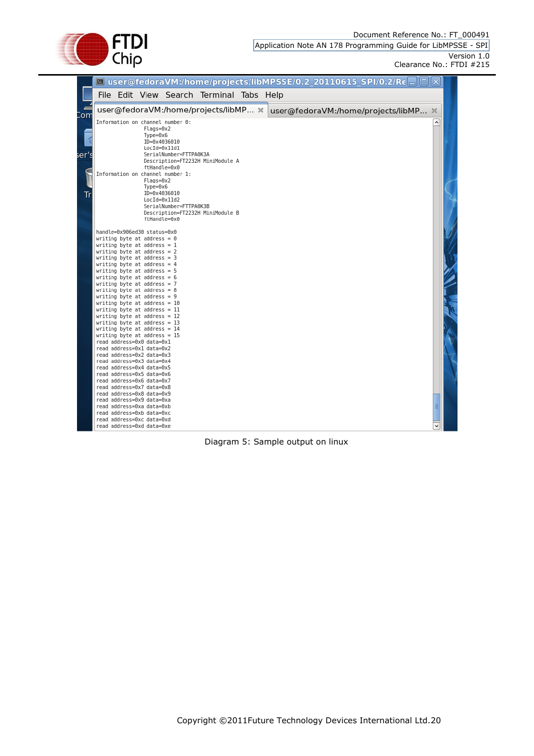```
Information on channel number 0:
                Flags=0x2
                Type=0x6
                ID=0x4036010
                LocId=0x11d1
                SerialNumber=FTTPA0K3A
                Description=FT2232H MiniModule A
                ftHandle=0x0
Information on channel number 1:
                Flags=0x2
                Type=0x6
                ID=0x4036010
                LocId=0x11d2
                SerialNumber=FTTPA0K3B
                Description=FT2232H MiniModule B
                ftHandle=0x0

handle=0x906ed30 status=0x0
writing byte at address = 0
writing byte at address = 1
writing byte at address = 2
writing byte at address = 3
writing byte at address = 4
writing byte at address = 5
writing byte at address = 6
writing byte at address = 7
writing byte at address = 8
writing byte at address = 9
writing byte at address = 10
writing byte at address = 11
writing byte at address = 12
writing byte at address = 13
writing byte at address = 14
writing byte at address = 15
read address=0x0 data=0x1
read address=0x1 data=0x2
read address=0x2 data=0x3
read address=0x3 data=0x4
read address=0x4 data=0x5
read address=0x5 data=0x6
read address=0x6 data=0x7
read address=0x7 data=0x8
read address=0x8 data=0x9
read address=0x9 data=0xa
read address=0xa data=0xb
read address=0xb data=0xc
read address=0xc data=0xd
read address=0xd data=0xe
```

Diagram 5: Sample output on linux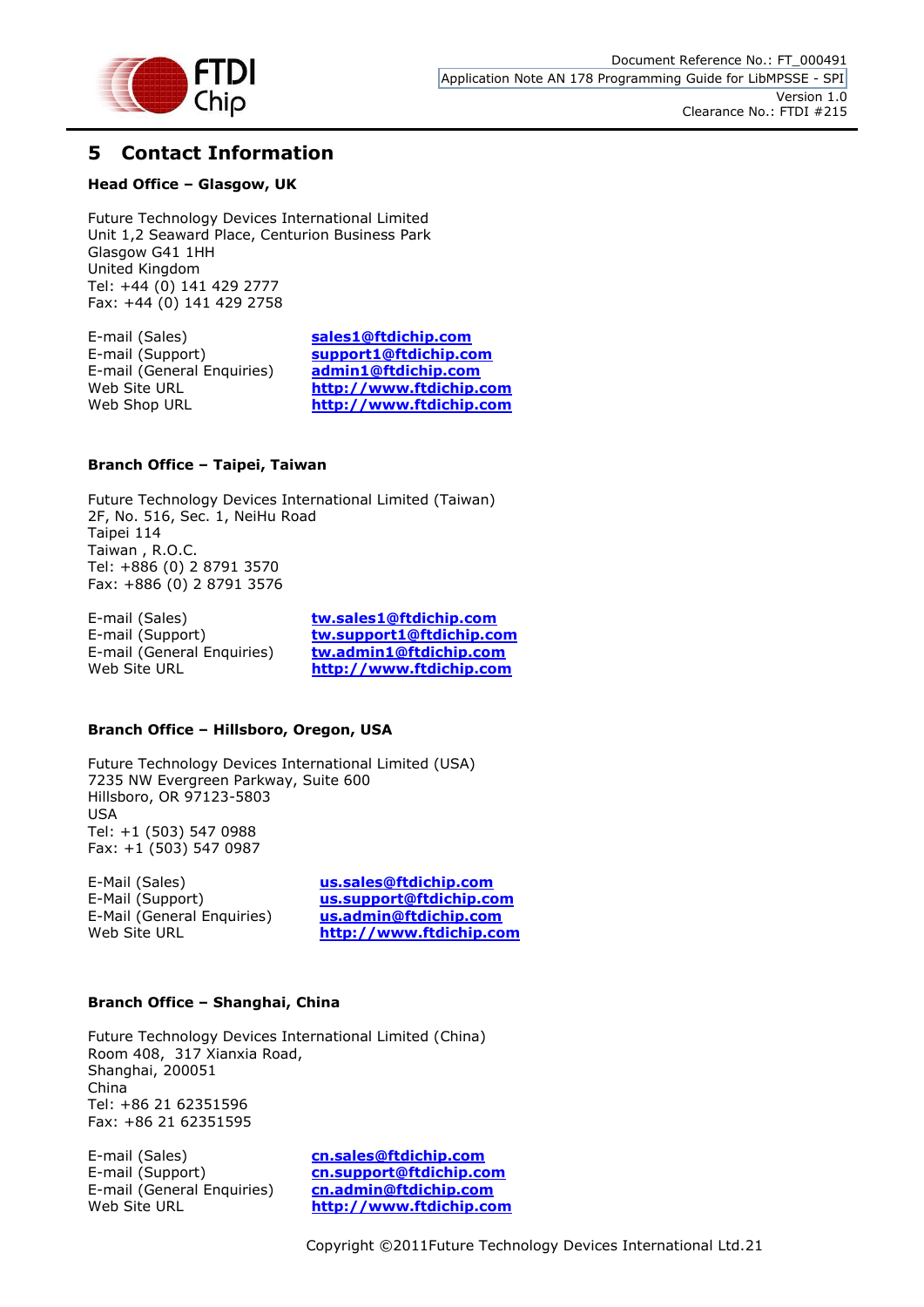# 5 Contact Information

**Head Office – Glasgow, UK**

Future Technology Devices International Limited
Unit 1,2 Seaward Place, Centurion Business Park
Glasgow G41 1HH
United Kingdom
Tel: +44 (0) 141 429 2777
Fax: +44 (0) 141 429 2758

| | |
|---|---|
| E-mail (Sales) | sales1@ftdichip.com |
| E-mail (Support) | support1@ftdichip.com |
| E-mail (General Enquiries) | admin1@ftdichip.com |
| Web Site URL | http://www.ftdichip.com |
| Web Shop URL | http://www.ftdichip.com |

**Branch Office – Taipei, Taiwan**

Future Technology Devices International Limited (Taiwan)
2F, No. 516, Sec. 1, NeiHu Road
Taipei 114
Taiwan , R.O.C.
Tel: +886 (0) 2 8791 3570
Fax: +886 (0) 2 8791 3576

| | |
|---|---|
| E-mail (Sales) | tw.sales1@ftdichip.com |
| E-mail (Support) | tw.support1@ftdichip.com |
| E-mail (General Enquiries) | tw.admin1@ftdichip.com |
| Web Site URL | http://www.ftdichip.com |

**Branch Office – Hillsboro, Oregon, USA**

Future Technology Devices International Limited (USA)
7235 NW Evergreen Parkway, Suite 600
Hillsboro, OR 97123-5803
USA
Tel: +1 (503) 547 0988
Fax: +1 (503) 547 0987

| | |
|---|---|
| E-Mail (Sales) | us.sales@ftdichip.com |
| E-Mail (Support) | us.support@ftdichip.com |
| E-Mail (General Enquiries) | us.admin@ftdichip.com |
| Web Site URL | http://www.ftdichip.com |

**Branch Office – Shanghai, China**

Future Technology Devices International Limited (China)
Room 408, 317 Xianxia Road,
Shanghai, 200051
China
Tel: +86 21 62351596
Fax: +86 21 62351595

| | |
|---|---|
| E-mail (Sales) | cn.sales@ftdichip.com |
| E-mail (Support) | cn.support@ftdichip.com |
| E-mail (General Enquiries) | cn.admin@ftdichip.com |
| Web Site URL | http://www.ftdichip.com |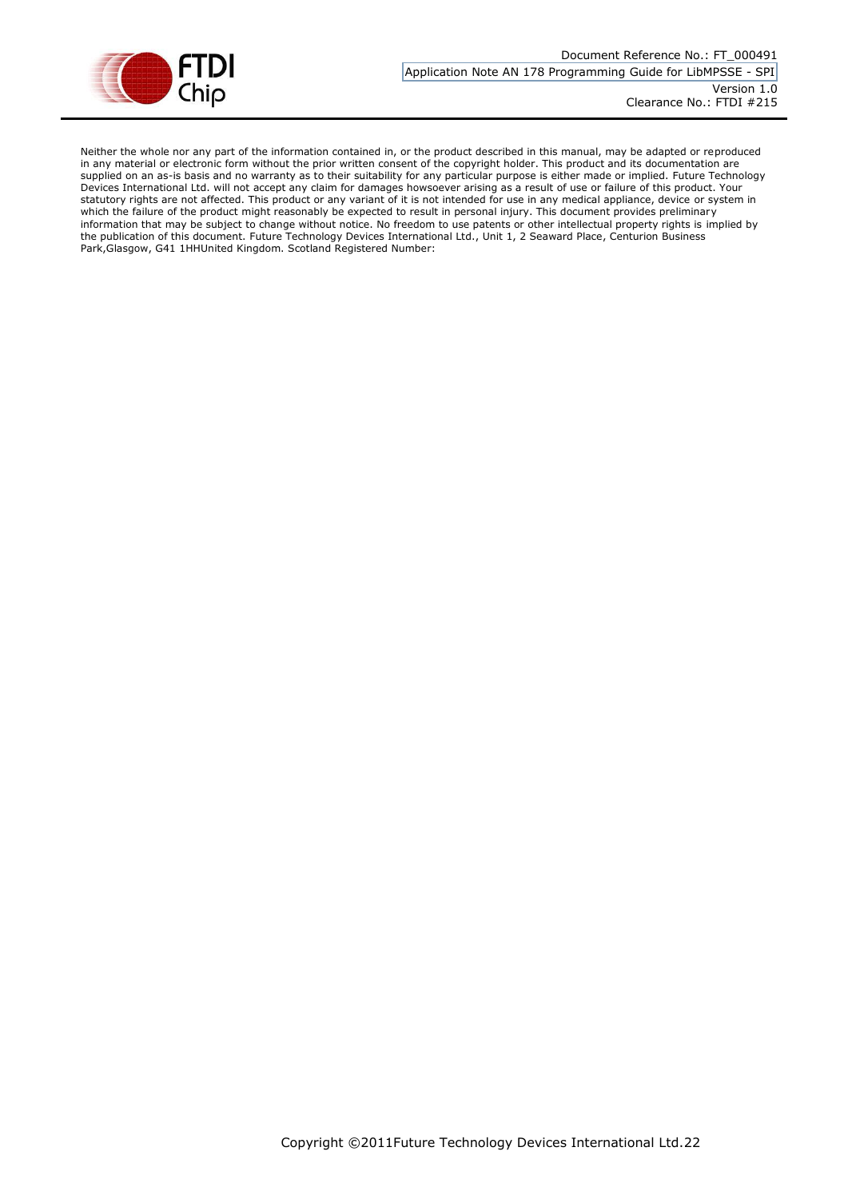Neither the whole nor any part of the information contained in, or the product described in this manual, may be adapted or reproduced in any material or electronic form without the prior written consent of the copyright holder. This product and its documentation are supplied on an as-is basis and no warranty as to their suitability for any particular purpose is either made or implied. Future Technology Devices International Ltd. will not accept any claim for damages howsoever arising as a result of use or failure of this product. Your statutory rights are not affected. This product or any variant of it is not intended for use in any medical appliance, device or system in which the failure of the product might reasonably be expected to result in personal injury. This document provides preliminary information that may be subject to change without notice. No freedom to use patents or other intellectual property rights is implied by the publication of this document. Future Technology Devices International Ltd., Unit 1, 2 Seaward Place, Centurion Business Park,Glasgow, G41 1HHUnited Kingdom. Scotland Registered Number: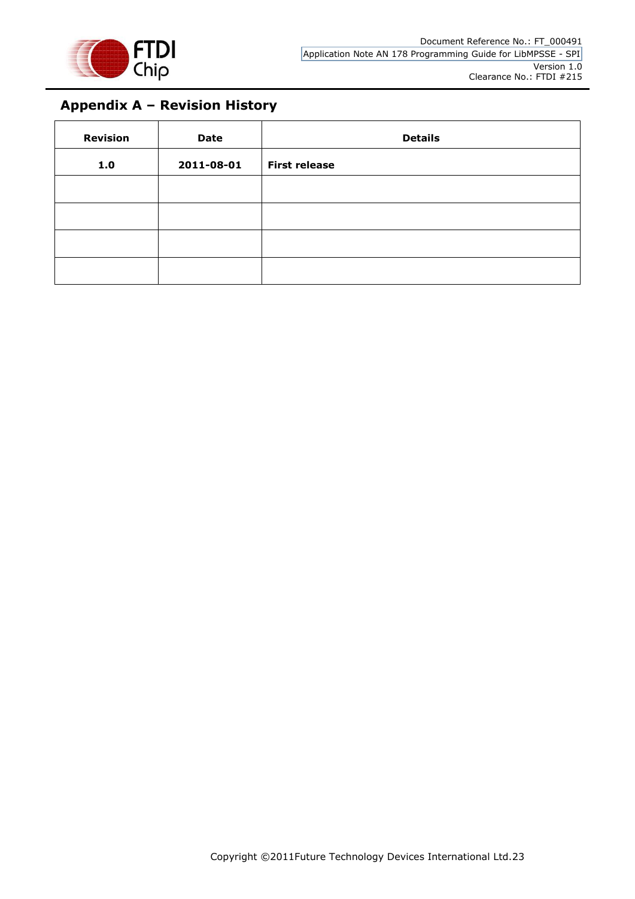# Appendix A – Revision History

| Revision | Date | Details |
| --- | --- | --- |
| **1.0** | **2011-08-01** | **First release** |
| | | |
| | | |
| | | |
| | | |